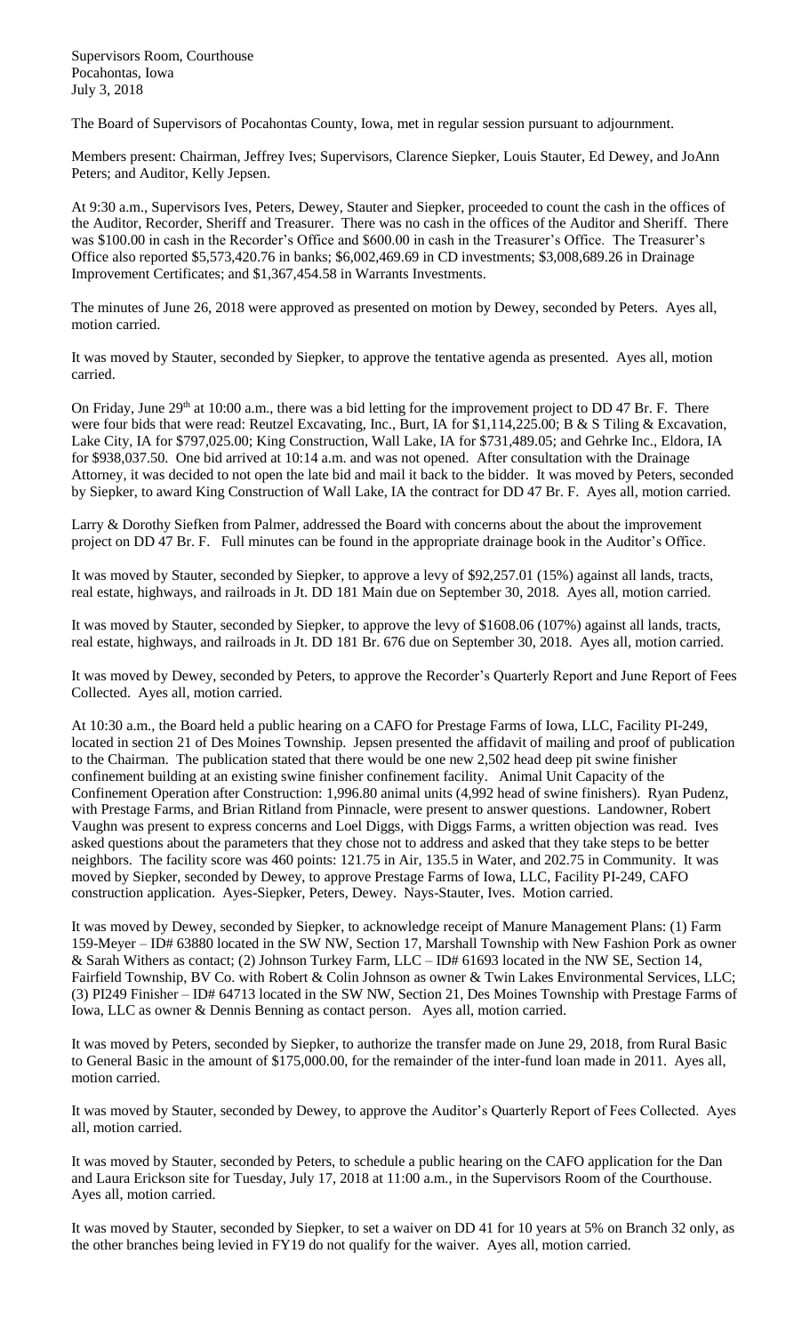Supervisors Room, Courthouse
Pocahontas, Iowa
July 3, 2018

The Board of Supervisors of Pocahontas County, Iowa, met in regular session pursuant to adjournment.

Members present: Chairman, Jeffrey Ives; Supervisors, Clarence Siepker, Louis Stauter, Ed Dewey, and JoAnn Peters; and Auditor, Kelly Jepsen.

At 9:30 a.m., Supervisors Ives, Peters, Dewey, Stauter and Siepker, proceeded to count the cash in the offices of the Auditor, Recorder, Sheriff and Treasurer. There was no cash in the offices of the Auditor and Sheriff. There was $100.00 in cash in the Recorder's Office and $600.00 in cash in the Treasurer's Office. The Treasurer's Office also reported $5,573,420.76 in banks; $6,002,469.69 in CD investments; $3,008,689.26 in Drainage Improvement Certificates; and $1,367,454.58 in Warrants Investments.

The minutes of June 26, 2018 were approved as presented on motion by Dewey, seconded by Peters. Ayes all, motion carried.

It was moved by Stauter, seconded by Siepker, to approve the tentative agenda as presented. Ayes all, motion carried.

On Friday, June 29th at 10:00 a.m., there was a bid letting for the improvement project to DD 47 Br. F. There were four bids that were read: Reutzel Excavating, Inc., Burt, IA for $1,114,225.00; B & S Tiling & Excavation, Lake City, IA for $797,025.00; King Construction, Wall Lake, IA for $731,489.05; and Gehrke Inc., Eldora, IA for $938,037.50. One bid arrived at 10:14 a.m. and was not opened. After consultation with the Drainage Attorney, it was decided to not open the late bid and mail it back to the bidder. It was moved by Peters, seconded by Siepker, to award King Construction of Wall Lake, IA the contract for DD 47 Br. F. Ayes all, motion carried.

Larry & Dorothy Siefken from Palmer, addressed the Board with concerns about the about the improvement project on DD 47 Br. F. Full minutes can be found in the appropriate drainage book in the Auditor's Office.

It was moved by Stauter, seconded by Siepker, to approve a levy of $92,257.01 (15%) against all lands, tracts, real estate, highways, and railroads in Jt. DD 181 Main due on September 30, 2018. Ayes all, motion carried.

It was moved by Stauter, seconded by Siepker, to approve the levy of $1608.06 (107%) against all lands, tracts, real estate, highways, and railroads in Jt. DD 181 Br. 676 due on September 30, 2018. Ayes all, motion carried.

It was moved by Dewey, seconded by Peters, to approve the Recorder's Quarterly Report and June Report of Fees Collected. Ayes all, motion carried.

At 10:30 a.m., the Board held a public hearing on a CAFO for Prestage Farms of Iowa, LLC, Facility PI-249, located in section 21 of Des Moines Township. Jepsen presented the affidavit of mailing and proof of publication to the Chairman. The publication stated that there would be one new 2,502 head deep pit swine finisher confinement building at an existing swine finisher confinement facility. Animal Unit Capacity of the Confinement Operation after Construction: 1,996.80 animal units (4,992 head of swine finishers). Ryan Pudenz, with Prestage Farms, and Brian Ritland from Pinnacle, were present to answer questions. Landowner, Robert Vaughn was present to express concerns and Loel Diggs, with Diggs Farms, a written objection was read. Ives asked questions about the parameters that they chose not to address and asked that they take steps to be better neighbors. The facility score was 460 points: 121.75 in Air, 135.5 in Water, and 202.75 in Community. It was moved by Siepker, seconded by Dewey, to approve Prestage Farms of Iowa, LLC, Facility PI-249, CAFO construction application. Ayes-Siepker, Peters, Dewey. Nays-Stauter, Ives. Motion carried.

It was moved by Dewey, seconded by Siepker, to acknowledge receipt of Manure Management Plans: (1) Farm 159-Meyer – ID# 63880 located in the SW NW, Section 17, Marshall Township with New Fashion Pork as owner & Sarah Withers as contact; (2) Johnson Turkey Farm, LLC – ID# 61693 located in the NW SE, Section 14, Fairfield Township, BV Co. with Robert & Colin Johnson as owner & Twin Lakes Environmental Services, LLC; (3) PI249 Finisher – ID# 64713 located in the SW NW, Section 21, Des Moines Township with Prestage Farms of Iowa, LLC as owner & Dennis Benning as contact person. Ayes all, motion carried.

It was moved by Peters, seconded by Siepker, to authorize the transfer made on June 29, 2018, from Rural Basic to General Basic in the amount of $175,000.00, for the remainder of the inter-fund loan made in 2011. Ayes all, motion carried.

It was moved by Stauter, seconded by Dewey, to approve the Auditor's Quarterly Report of Fees Collected. Ayes all, motion carried.

It was moved by Stauter, seconded by Peters, to schedule a public hearing on the CAFO application for the Dan and Laura Erickson site for Tuesday, July 17, 2018 at 11:00 a.m., in the Supervisors Room of the Courthouse. Ayes all, motion carried.

It was moved by Stauter, seconded by Siepker, to set a waiver on DD 41 for 10 years at 5% on Branch 32 only, as the other branches being levied in FY19 do not qualify for the waiver. Ayes all, motion carried.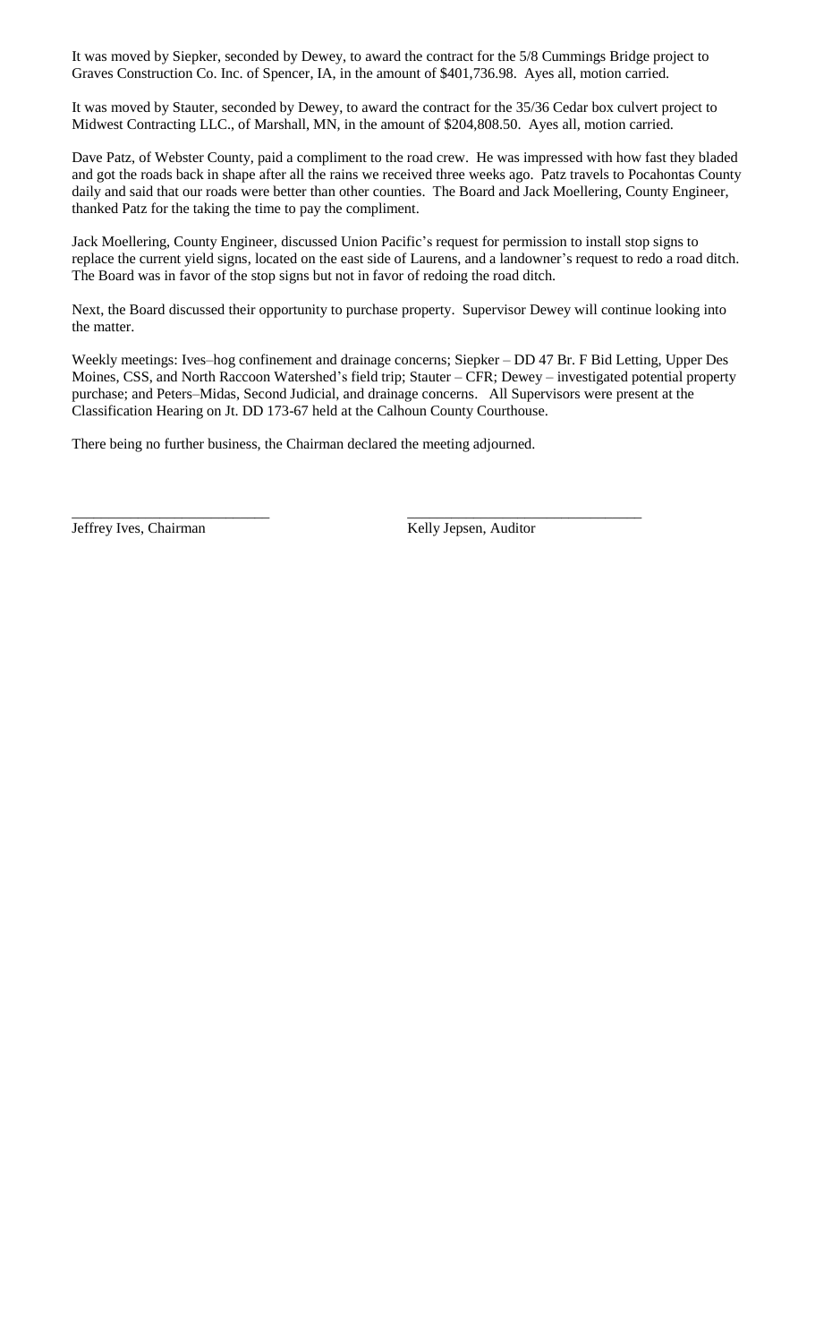It was moved by Siepker, seconded by Dewey, to award the contract for the 5/8 Cummings Bridge project to Graves Construction Co. Inc. of Spencer, IA, in the amount of $401,736.98. Ayes all, motion carried.

It was moved by Stauter, seconded by Dewey, to award the contract for the 35/36 Cedar box culvert project to Midwest Contracting LLC., of Marshall, MN, in the amount of $204,808.50. Ayes all, motion carried.

Dave Patz, of Webster County, paid a compliment to the road crew. He was impressed with how fast they bladed and got the roads back in shape after all the rains we received three weeks ago. Patz travels to Pocahontas County daily and said that our roads were better than other counties. The Board and Jack Moellering, County Engineer, thanked Patz for the taking the time to pay the compliment.

Jack Moellering, County Engineer, discussed Union Pacific's request for permission to install stop signs to replace the current yield signs, located on the east side of Laurens, and a landowner's request to redo a road ditch. The Board was in favor of the stop signs but not in favor of redoing the road ditch.

Next, the Board discussed their opportunity to purchase property. Supervisor Dewey will continue looking into the matter.

Weekly meetings: Ives–hog confinement and drainage concerns; Siepker – DD 47 Br. F Bid Letting, Upper Des Moines, CSS, and North Raccoon Watershed's field trip; Stauter – CFR; Dewey – investigated potential property purchase; and Peters–Midas, Second Judicial, and drainage concerns. All Supervisors were present at the Classification Hearing on Jt. DD 173-67 held at the Calhoun County Courthouse.

There being no further business, the Chairman declared the meeting adjourned.

\_\_\_\_\_\_\_\_\_\_\_\_\_\_\_\_\_\_\_\_\_\_\_\_\_\_\_ \_\_\_\_\_\_\_\_\_\_\_\_\_\_\_\_\_\_\_\_\_\_\_\_\_\_\_\_\_\_\_\_

Jeffrey Ives, Chairman Kelly Jepsen, Auditor